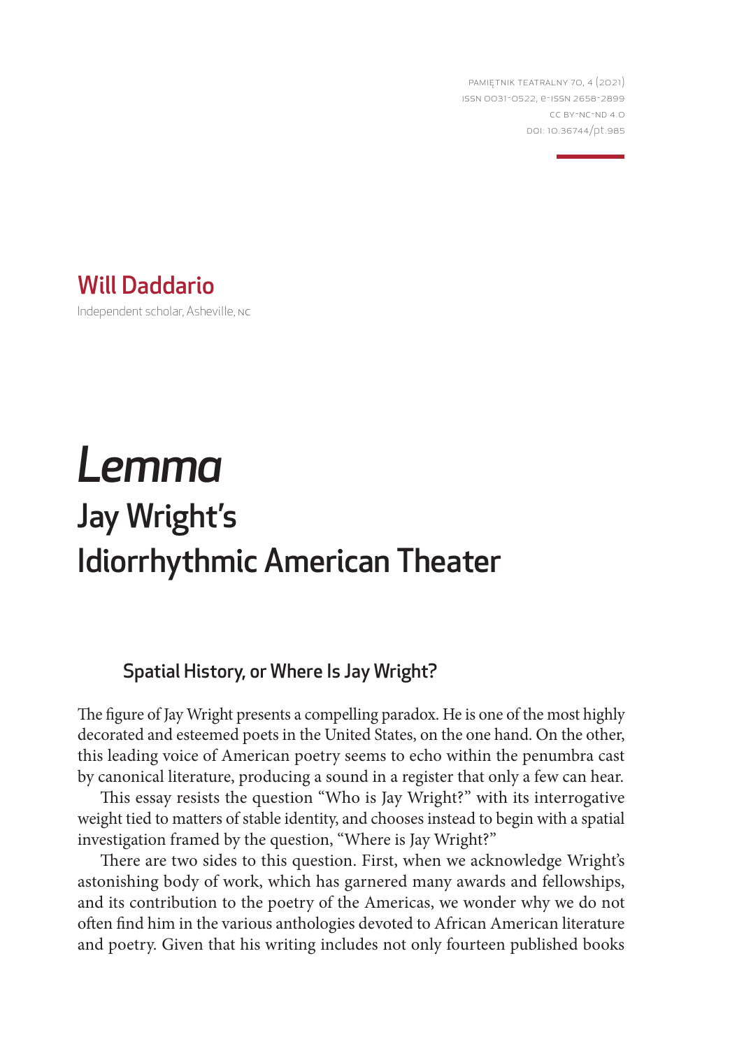Will Daddario

Independent scholar, Asheville, NC

# *Lemma*
# Jay Wright's Idiorrhythmic American Theater

## Spatial History, or Where Is Jay Wright?

The figure of Jay Wright presents a compelling paradox. He is one of the most highly decorated and esteemed poets in the United States, on the one hand. On the other, this leading voice of American poetry seems to echo within the penumbra cast by canonical literature, producing a sound in a register that only a few can hear.

This essay resists the question "Who is Jay Wright?" with its interrogative weight tied to matters of stable identity, and chooses instead to begin with a spatial investigation framed by the question, "Where is Jay Wright?"

There are two sides to this question. First, when we acknowledge Wright's astonishing body of work, which has garnered many awards and fellowships, and its contribution to the poetry of the Americas, we wonder why we do not often find him in the various anthologies devoted to African American literature and poetry. Given that his writing includes not only fourteen published books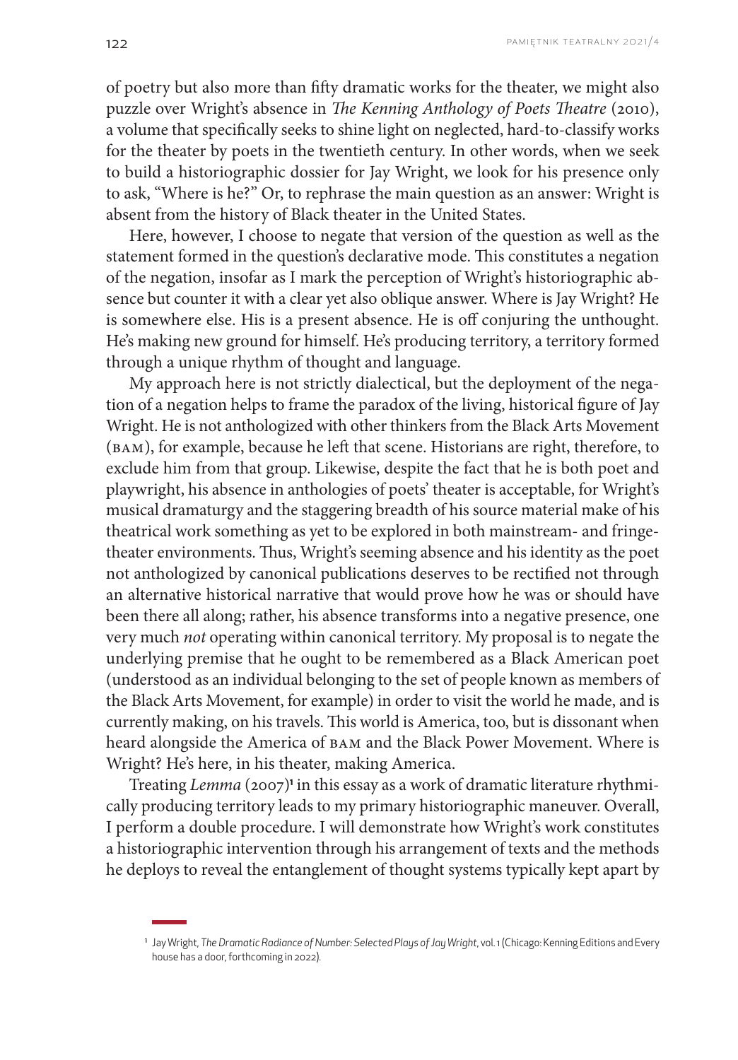of poetry but also more than fifty dramatic works for the theater, we might also puzzle over Wright's absence in *The Kenning Anthology of Poets Theatre* (2010), a volume that specifically seeks to shine light on neglected, hard-to-classify works for the theater by poets in the twentieth century. In other words, when we seek to build a historiographic dossier for Jay Wright, we look for his presence only to ask, "Where is he?" Or, to rephrase the main question as an answer: Wright is absent from the history of Black theater in the United States.

Here, however, I choose to negate that version of the question as well as the statement formed in the question's declarative mode. This constitutes a negation of the negation, insofar as I mark the perception of Wright's historiographic absence but counter it with a clear yet also oblique answer. Where is Jay Wright? He is somewhere else. His is a present absence. He is off conjuring the unthought. He's making new ground for himself. He's producing territory, a territory formed through a unique rhythm of thought and language.

My approach here is not strictly dialectical, but the deployment of the negation of a negation helps to frame the paradox of the living, historical figure of Jay Wright. He is not anthologized with other thinkers from the Black Arts Movement (BAM), for example, because he left that scene. Historians are right, therefore, to exclude him from that group. Likewise, despite the fact that he is both poet and playwright, his absence in anthologies of poets' theater is acceptable, for Wright's musical dramaturgy and the staggering breadth of his source material make of his theatrical work something as yet to be explored in both mainstream- and fringe-theater environments. Thus, Wright's seeming absence and his identity as the poet not anthologized by canonical publications deserves to be rectified not through an alternative historical narrative that would prove how he was or should have been there all along; rather, his absence transforms into a negative presence, one very much *not* operating within canonical territory. My proposal is to negate the underlying premise that he ought to be remembered as a Black American poet (understood as an individual belonging to the set of people known as members of the Black Arts Movement, for example) in order to visit the world he made, and is currently making, on his travels. This world is America, too, but is dissonant when heard alongside the America of BAM and the Black Power Movement. Where is Wright? He's here, in his theater, making America.

Treating *Lemma* (2007)[1] in this essay as a work of dramatic literature rhythmically producing territory leads to my primary historiographic maneuver. Overall, I perform a double procedure. I will demonstrate how Wright's work constitutes a historiographic intervention through his arrangement of texts and the methods he deploys to reveal the entanglement of thought systems typically kept apart by

[1] Jay Wright, *The Dramatic Radiance of Number: Selected Plays of Jay Wright*, vol. 1 (Chicago: Kenning Editions and Every house has a door, forthcoming in 2022).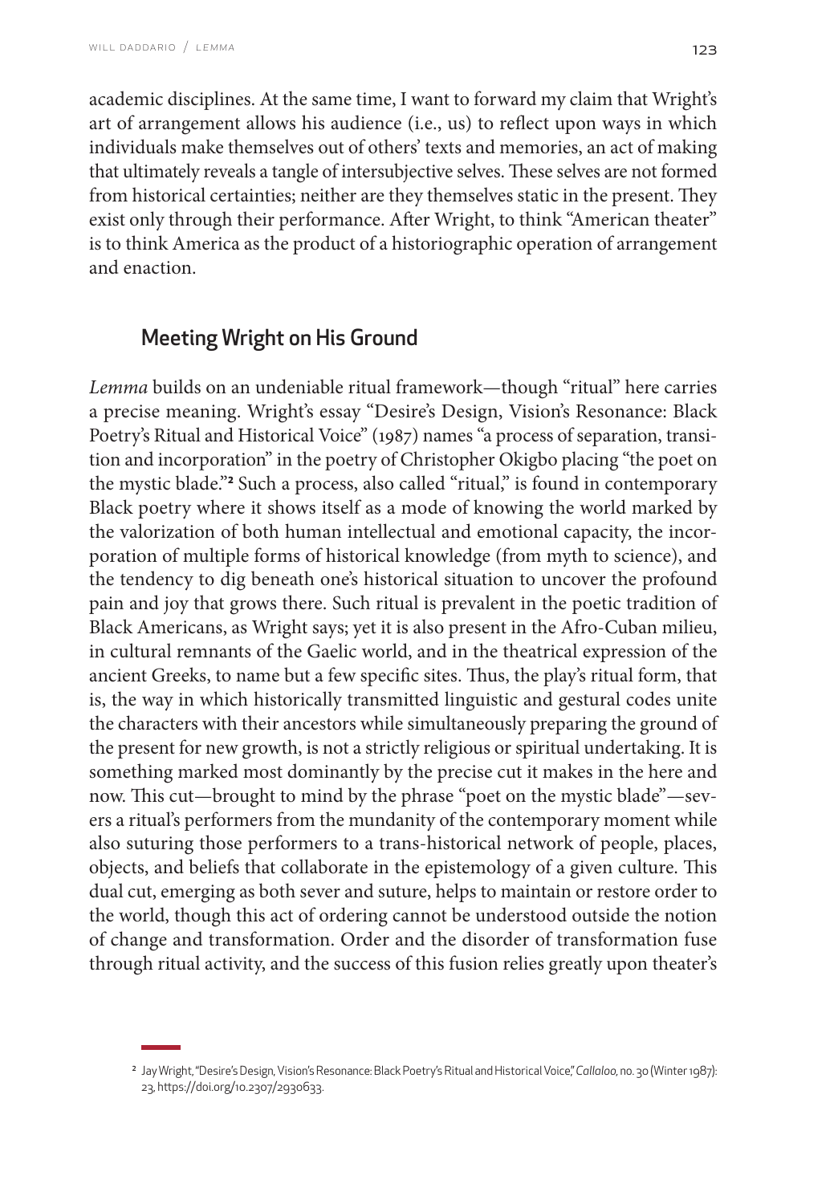academic disciplines. At the same time, I want to forward my claim that Wright's art of arrangement allows his audience (i.e., us) to reflect upon ways in which individuals make themselves out of others' texts and memories, an act of making that ultimately reveals a tangle of intersubjective selves. These selves are not formed from historical certainties; neither are they themselves static in the present. They exist only through their performance. After Wright, to think "American theater" is to think America as the product of a historiographic operation of arrangement and enaction.

## Meeting Wright on His Ground

*Lemma* builds on an undeniable ritual framework—though "ritual" here carries a precise meaning. Wright's essay "Desire's Design, Vision's Resonance: Black Poetry's Ritual and Historical Voice" (1987) names "a process of separation, transition and incorporation" in the poetry of Christopher Okigbo placing "the poet on the mystic blade."[2] Such a process, also called "ritual," is found in contemporary Black poetry where it shows itself as a mode of knowing the world marked by the valorization of both human intellectual and emotional capacity, the incorporation of multiple forms of historical knowledge (from myth to science), and the tendency to dig beneath one's historical situation to uncover the profound pain and joy that grows there. Such ritual is prevalent in the poetic tradition of Black Americans, as Wright says; yet it is also present in the Afro-Cuban milieu, in cultural remnants of the Gaelic world, and in the theatrical expression of the ancient Greeks, to name but a few specific sites. Thus, the play's ritual form, that is, the way in which historically transmitted linguistic and gestural codes unite the characters with their ancestors while simultaneously preparing the ground of the present for new growth, is not a strictly religious or spiritual undertaking. It is something marked most dominantly by the precise cut it makes in the here and now. This cut—brought to mind by the phrase "poet on the mystic blade"—severs a ritual's performers from the mundanity of the contemporary moment while also suturing those performers to a trans-historical network of people, places, objects, and beliefs that collaborate in the epistemology of a given culture. This dual cut, emerging as both sever and suture, helps to maintain or restore order to the world, though this act of ordering cannot be understood outside the notion of change and transformation. Order and the disorder of transformation fuse through ritual activity, and the success of this fusion relies greatly upon theater's

[2] Jay Wright, "Desire's Design, Vision's Resonance: Black Poetry's Ritual and Historical Voice," *Callaloo*, no. 30 (Winter 1987): 23, https://doi.org/10.2307/2930633.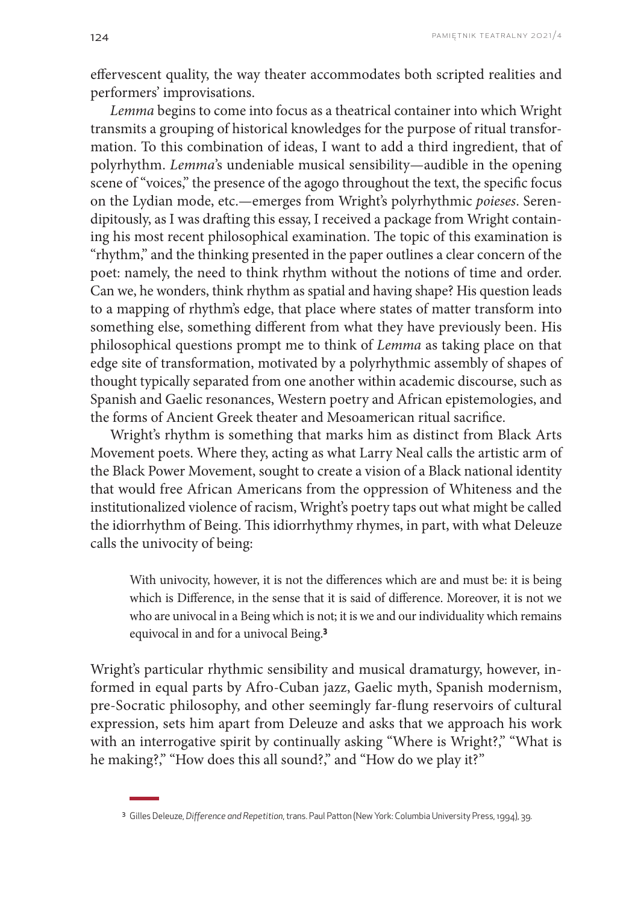effervescent quality, the way theater accommodates both scripted realities and performers' improvisations.

*Lemma* begins to come into focus as a theatrical container into which Wright transmits a grouping of historical knowledges for the purpose of ritual transformation. To this combination of ideas, I want to add a third ingredient, that of polyrhythm. *Lemma*'s undeniable musical sensibility—audible in the opening scene of "voices," the presence of the agogo throughout the text, the specific focus on the Lydian mode, etc.—emerges from Wright's polyrhythmic *poieses*. Serendipitously, as I was drafting this essay, I received a package from Wright containing his most recent philosophical examination. The topic of this examination is "rhythm," and the thinking presented in the paper outlines a clear concern of the poet: namely, the need to think rhythm without the notions of time and order. Can we, he wonders, think rhythm as spatial and having shape? His question leads to a mapping of rhythm's edge, that place where states of matter transform into something else, something different from what they have previously been. His philosophical questions prompt me to think of *Lemma* as taking place on that edge site of transformation, motivated by a polyrhythmic assembly of shapes of thought typically separated from one another within academic discourse, such as Spanish and Gaelic resonances, Western poetry and African epistemologies, and the forms of Ancient Greek theater and Mesoamerican ritual sacrifice.

Wright's rhythm is something that marks him as distinct from Black Arts Movement poets. Where they, acting as what Larry Neal calls the artistic arm of the Black Power Movement, sought to create a vision of a Black national identity that would free African Americans from the oppression of Whiteness and the institutionalized violence of racism, Wright's poetry taps out what might be called the idiorrhythm of Being. This idiorrhythmy rhymes, in part, with what Deleuze calls the univocity of being:

> With univocity, however, it is not the differences which are and must be: it is being which is Difference, in the sense that it is said of difference. Moreover, it is not we who are univocal in a Being which is not; it is we and our individuality which remains equivocal in and for a univocal Being.[3]

Wright's particular rhythmic sensibility and musical dramaturgy, however, informed in equal parts by Afro-Cuban jazz, Gaelic myth, Spanish modernism, pre-Socratic philosophy, and other seemingly far-flung reservoirs of cultural expression, sets him apart from Deleuze and asks that we approach his work with an interrogative spirit by continually asking "Where is Wright?," "What is he making?," "How does this all sound?," and "How do we play it?"

[3] Gilles Deleuze, *Difference and Repetition*, trans. Paul Patton (New York: Columbia University Press, 1994), 39.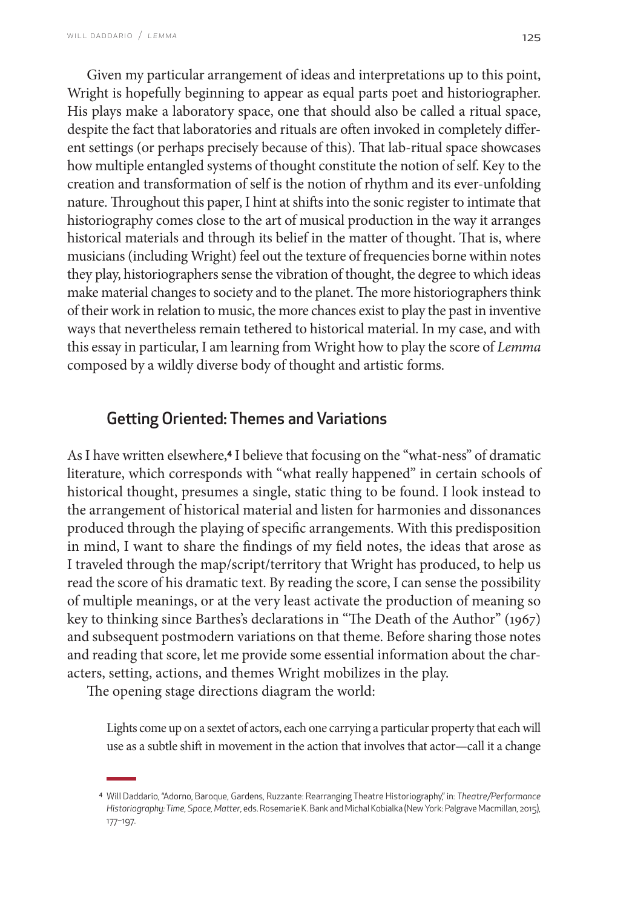Given my particular arrangement of ideas and interpretations up to this point, Wright is hopefully beginning to appear as equal parts poet and historiographer. His plays make a laboratory space, one that should also be called a ritual space, despite the fact that laboratories and rituals are often invoked in completely different settings (or perhaps precisely because of this). That lab-ritual space showcases how multiple entangled systems of thought constitute the notion of self. Key to the creation and transformation of self is the notion of rhythm and its ever-unfolding nature. Throughout this paper, I hint at shifts into the sonic register to intimate that historiography comes close to the art of musical production in the way it arranges historical materials and through its belief in the matter of thought. That is, where musicians (including Wright) feel out the texture of frequencies borne within notes they play, historiographers sense the vibration of thought, the degree to which ideas make material changes to society and to the planet. The more historiographers think of their work in relation to music, the more chances exist to play the past in inventive ways that nevertheless remain tethered to historical material. In my case, and with this essay in particular, I am learning from Wright how to play the score of *Lemma* composed by a wildly diverse body of thought and artistic forms.

## Getting Oriented: Themes and Variations

As I have written elsewhere,[4] I believe that focusing on the "what-ness" of dramatic literature, which corresponds with "what really happened" in certain schools of historical thought, presumes a single, static thing to be found. I look instead to the arrangement of historical material and listen for harmonies and dissonances produced through the playing of specific arrangements. With this predisposition in mind, I want to share the findings of my field notes, the ideas that arose as I traveled through the map/script/territory that Wright has produced, to help us read the score of his dramatic text. By reading the score, I can sense the possibility of multiple meanings, or at the very least activate the production of meaning so key to thinking since Barthes's declarations in "The Death of the Author" (1967) and subsequent postmodern variations on that theme. Before sharing those notes and reading that score, let me provide some essential information about the characters, setting, actions, and themes Wright mobilizes in the play.

The opening stage directions diagram the world:

> Lights come up on a sextet of actors, each one carrying a particular property that each will use as a subtle shift in movement in the action that involves that actor—call it a change

---

[4] Will Daddario, "Adorno, Baroque, Gardens, Ruzzante: Rearranging Theatre Historiography," in: *Theatre/Performance Historiography: Time, Space, Matter*, eds. Rosemarie K. Bank and Michal Kobialka (New York: Palgrave Macmillan, 2015), 177–197.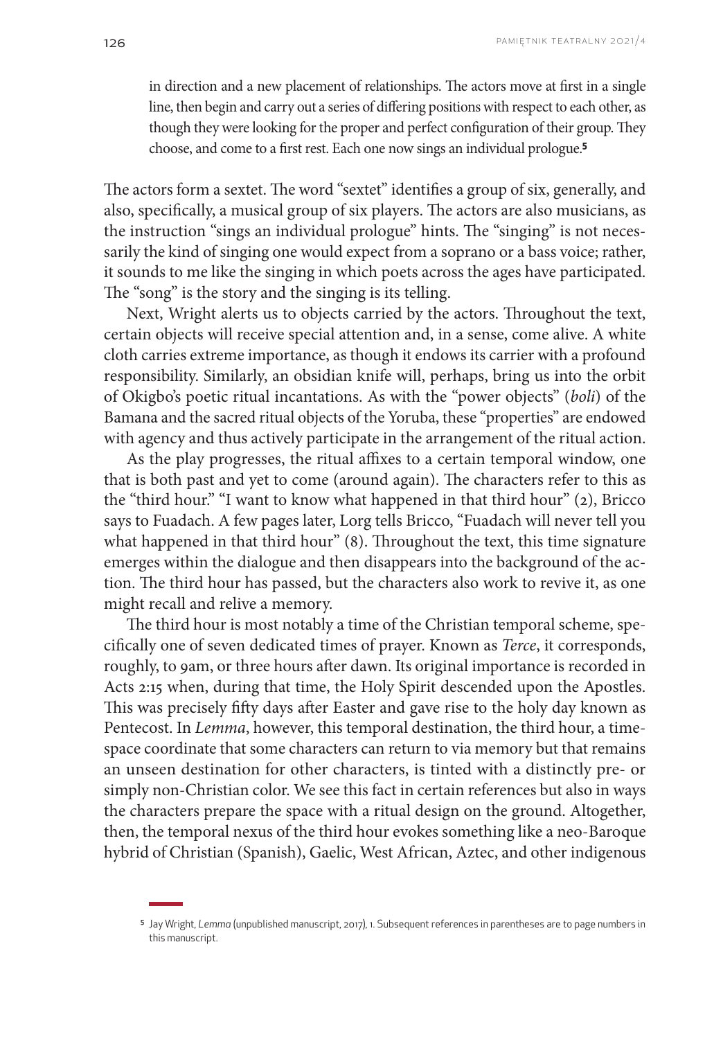> in direction and a new placement of relationships. The actors move at first in a single line, then begin and carry out a series of differing positions with respect to each other, as though they were looking for the proper and perfect configuration of their group. They choose, and come to a first rest. Each one now sings an individual prologue.[5]

The actors form a sextet. The word "sextet" identifies a group of six, generally, and also, specifically, a musical group of six players. The actors are also musicians, as the instruction "sings an individual prologue" hints. The "singing" is not necessarily the kind of singing one would expect from a soprano or a bass voice; rather, it sounds to me like the singing in which poets across the ages have participated. The "song" is the story and the singing is its telling.

Next, Wright alerts us to objects carried by the actors. Throughout the text, certain objects will receive special attention and, in a sense, come alive. A white cloth carries extreme importance, as though it endows its carrier with a profound responsibility. Similarly, an obsidian knife will, perhaps, bring us into the orbit of Okigbo's poetic ritual incantations. As with the "power objects" (*boli*) of the Bamana and the sacred ritual objects of the Yoruba, these "properties" are endowed with agency and thus actively participate in the arrangement of the ritual action.

As the play progresses, the ritual affixes to a certain temporal window, one that is both past and yet to come (around again). The characters refer to this as the "third hour." "I want to know what happened in that third hour" (2), Bricco says to Fuadach. A few pages later, Lorg tells Bricco, "Fuadach will never tell you what happened in that third hour" (8). Throughout the text, this time signature emerges within the dialogue and then disappears into the background of the action. The third hour has passed, but the characters also work to revive it, as one might recall and relive a memory.

The third hour is most notably a time of the Christian temporal scheme, specifically one of seven dedicated times of prayer. Known as *Terce*, it corresponds, roughly, to 9am, or three hours after dawn. Its original importance is recorded in Acts 2:15 when, during that time, the Holy Spirit descended upon the Apostles. This was precisely fifty days after Easter and gave rise to the holy day known as Pentecost. In *Lemma*, however, this temporal destination, the third hour, a time-space coordinate that some characters can return to via memory but that remains an unseen destination for other characters, is tinted with a distinctly pre- or simply non-Christian color. We see this fact in certain references but also in ways the characters prepare the space with a ritual design on the ground. Altogether, then, the temporal nexus of the third hour evokes something like a neo-Baroque hybrid of Christian (Spanish), Gaelic, West African, Aztec, and other indigenous

[5] Jay Wright, *Lemma* (unpublished manuscript, 2017), 1. Subsequent references in parentheses are to page numbers in this manuscript.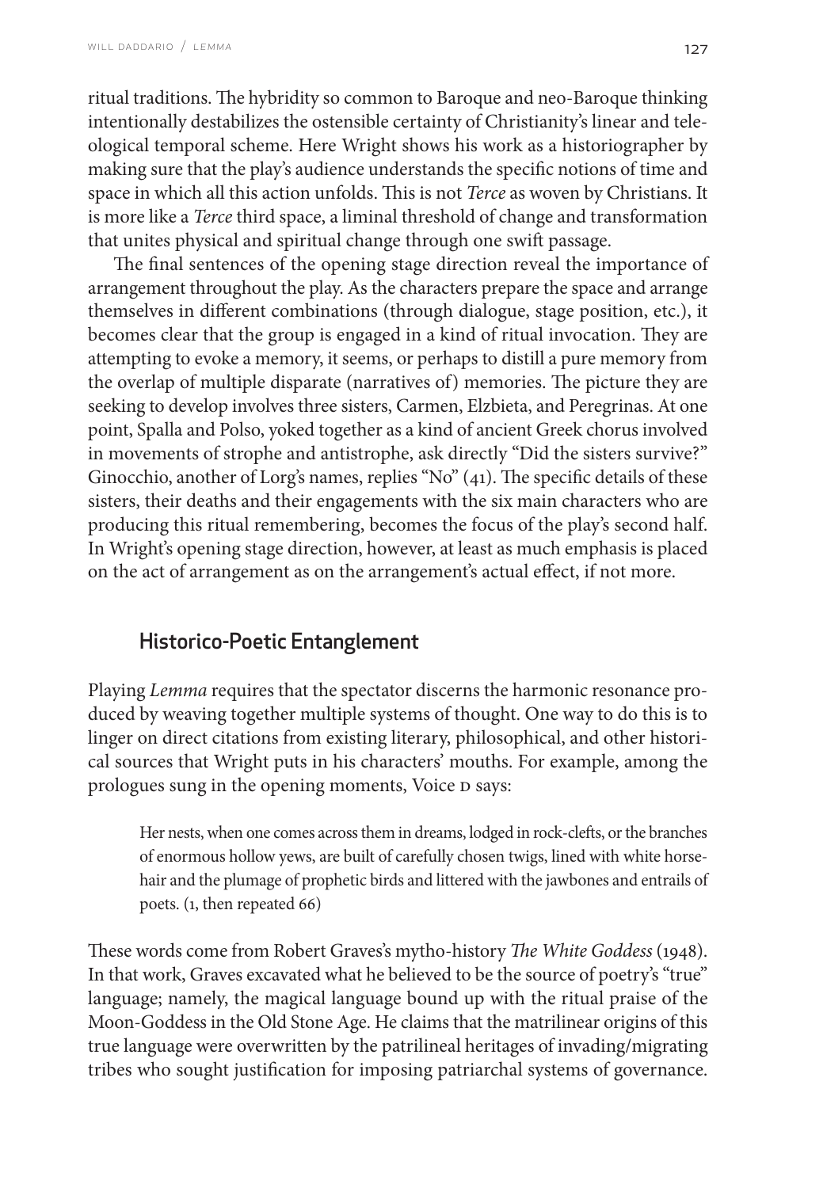ritual traditions. The hybridity so common to Baroque and neo-Baroque thinking intentionally destabilizes the ostensible certainty of Christianity's linear and teleological temporal scheme. Here Wright shows his work as a historiographer by making sure that the play's audience understands the specific notions of time and space in which all this action unfolds. This is not *Terce* as woven by Christians. It is more like a *Terce* third space, a liminal threshold of change and transformation that unites physical and spiritual change through one swift passage.

The final sentences of the opening stage direction reveal the importance of arrangement throughout the play. As the characters prepare the space and arrange themselves in different combinations (through dialogue, stage position, etc.), it becomes clear that the group is engaged in a kind of ritual invocation. They are attempting to evoke a memory, it seems, or perhaps to distill a pure memory from the overlap of multiple disparate (narratives of) memories. The picture they are seeking to develop involves three sisters, Carmen, Elzbieta, and Peregrinas. At one point, Spalla and Polso, yoked together as a kind of ancient Greek chorus involved in movements of strophe and antistrophe, ask directly "Did the sisters survive?" Ginocchio, another of Lorg's names, replies "No" (41). The specific details of these sisters, their deaths and their engagements with the six main characters who are producing this ritual remembering, becomes the focus of the play's second half. In Wright's opening stage direction, however, at least as much emphasis is placed on the act of arrangement as on the arrangement's actual effect, if not more.

## Historico-Poetic Entanglement

Playing *Lemma* requires that the spectator discerns the harmonic resonance produced by weaving together multiple systems of thought. One way to do this is to linger on direct citations from existing literary, philosophical, and other historical sources that Wright puts in his characters' mouths. For example, among the prologues sung in the opening moments, Voice D says:

> Her nests, when one comes across them in dreams, lodged in rock-clefts, or the branches of enormous hollow yews, are built of carefully chosen twigs, lined with white horsehair and the plumage of prophetic birds and littered with the jawbones and entrails of poets. (1, then repeated 66)

These words come from Robert Graves's mytho-history *The White Goddess* (1948). In that work, Graves excavated what he believed to be the source of poetry's "true" language; namely, the magical language bound up with the ritual praise of the Moon-Goddess in the Old Stone Age. He claims that the matrilinear origins of this true language were overwritten by the patrilineal heritages of invading/migrating tribes who sought justification for imposing patriarchal systems of governance.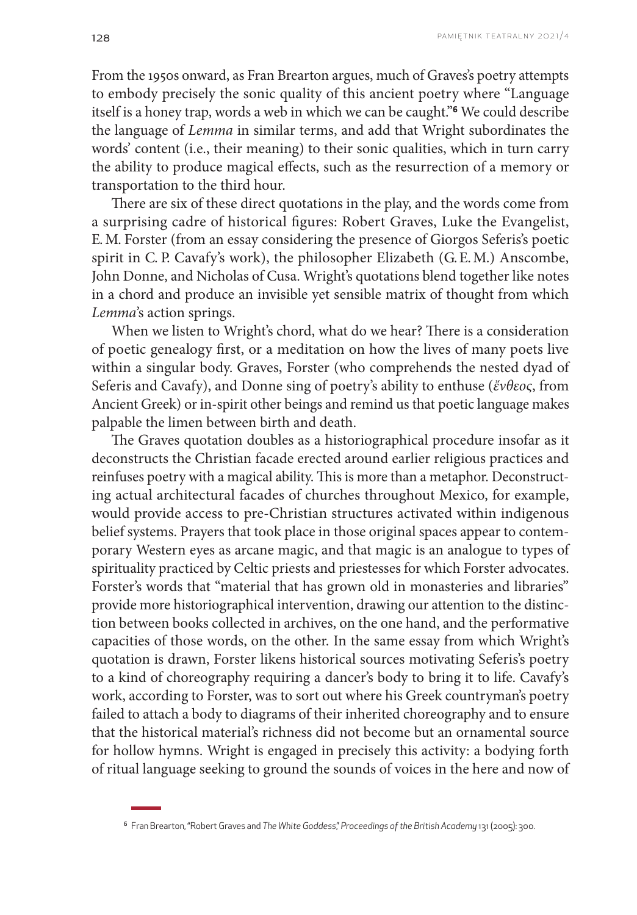From the 1950s onward, as Fran Brearton argues, much of Graves's poetry attempts to embody precisely the sonic quality of this ancient poetry where "Language itself is a honey trap, words a web in which we can be caught."[6] We could describe the language of *Lemma* in similar terms, and add that Wright subordinates the words' content (i.e., their meaning) to their sonic qualities, which in turn carry the ability to produce magical effects, such as the resurrection of a memory or transportation to the third hour.

There are six of these direct quotations in the play, and the words come from a surprising cadre of historical figures: Robert Graves, Luke the Evangelist, E. M. Forster (from an essay considering the presence of Giorgos Seferis's poetic spirit in C. P. Cavafy's work), the philosopher Elizabeth (G. E. M.) Anscombe, John Donne, and Nicholas of Cusa. Wright's quotations blend together like notes in a chord and produce an invisible yet sensible matrix of thought from which *Lemma*'s action springs.

When we listen to Wright's chord, what do we hear? There is a consideration of poetic genealogy first, or a meditation on how the lives of many poets live within a singular body. Graves, Forster (who comprehends the nested dyad of Seferis and Cavafy), and Donne sing of poetry's ability to enthuse (*ἔνθεος*, from Ancient Greek) or in-spirit other beings and remind us that poetic language makes palpable the limen between birth and death.

The Graves quotation doubles as a historiographical procedure insofar as it deconstructs the Christian facade erected around earlier religious practices and reinfuses poetry with a magical ability. This is more than a metaphor. Deconstructing actual architectural facades of churches throughout Mexico, for example, would provide access to pre-Christian structures activated within indigenous belief systems. Prayers that took place in those original spaces appear to contemporary Western eyes as arcane magic, and that magic is an analogue to types of spirituality practiced by Celtic priests and priestesses for which Forster advocates. Forster's words that "material that has grown old in monasteries and libraries" provide more historiographical intervention, drawing our attention to the distinction between books collected in archives, on the one hand, and the performative capacities of those words, on the other. In the same essay from which Wright's quotation is drawn, Forster likens historical sources motivating Seferis's poetry to a kind of choreography requiring a dancer's body to bring it to life. Cavafy's work, according to Forster, was to sort out where his Greek countryman's poetry failed to attach a body to diagrams of their inherited choreography and to ensure that the historical material's richness did not become but an ornamental source for hollow hymns. Wright is engaged in precisely this activity: a bodying forth of ritual language seeking to ground the sounds of voices in the here and now of

[6] Fran Brearton, "Robert Graves and *The White Goddess*," *Proceedings of the British Academy* 131 (2005): 300.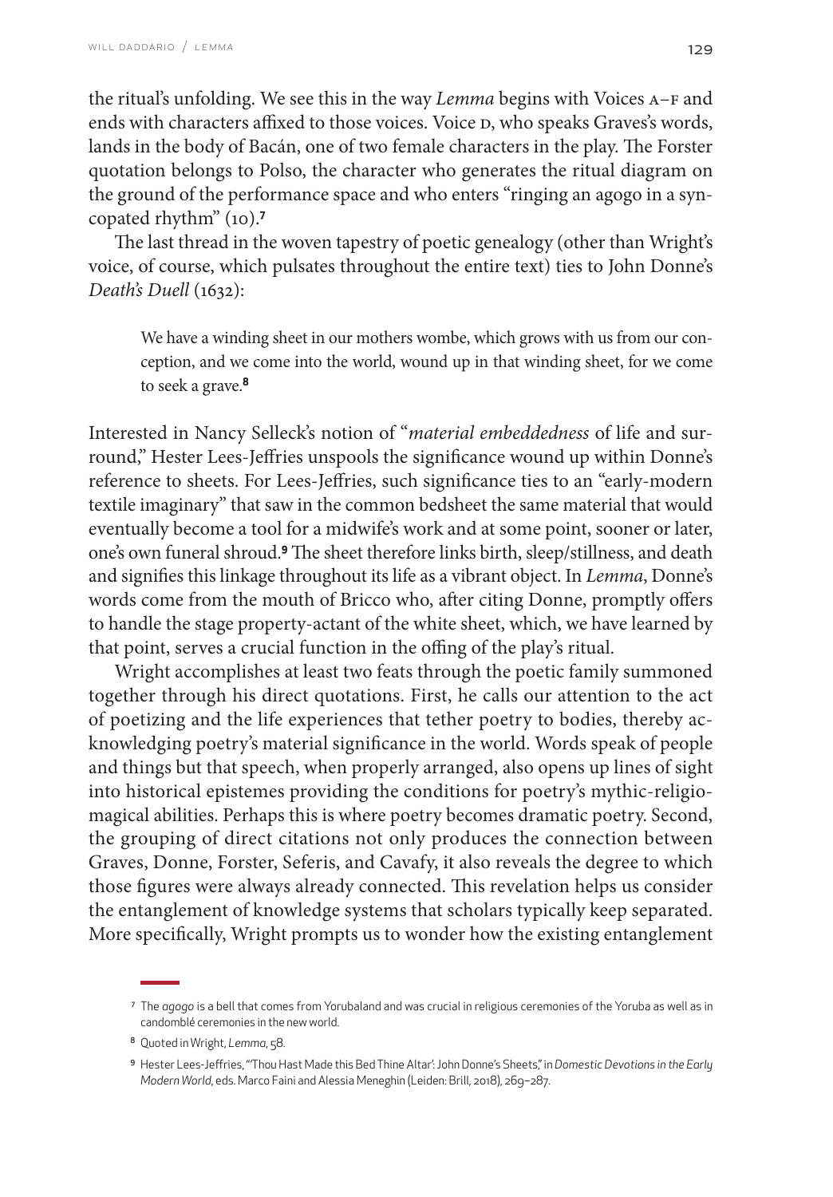the ritual's unfolding. We see this in the way *Lemma* begins with Voices A–F and ends with characters affixed to those voices. Voice D, who speaks Graves's words, lands in the body of Bacán, one of two female characters in the play. The Forster quotation belongs to Polso, the character who generates the ritual diagram on the ground of the performance space and who enters "ringing an agogo in a syncopated rhythm" (10).[7]

The last thread in the woven tapestry of poetic genealogy (other than Wright's voice, of course, which pulsates throughout the entire text) ties to John Donne's *Death's Duell* (1632):

> We have a winding sheet in our mothers wombe, which grows with us from our conception, and we come into the world, wound up in that winding sheet, for we come to seek a grave.[8]

Interested in Nancy Selleck's notion of "*material embeddedness* of life and surround," Hester Lees-Jeffries unspools the significance wound up within Donne's reference to sheets. For Lees-Jeffries, such significance ties to an "early-modern textile imaginary" that saw in the common bedsheet the same material that would eventually become a tool for a midwife's work and at some point, sooner or later, one's own funeral shroud.[9] The sheet therefore links birth, sleep/stillness, and death and signifies this linkage throughout its life as a vibrant object. In *Lemma*, Donne's words come from the mouth of Bricco who, after citing Donne, promptly offers to handle the stage property-actant of the white sheet, which, we have learned by that point, serves a crucial function in the offing of the play's ritual.

Wright accomplishes at least two feats through the poetic family summoned together through his direct quotations. First, he calls our attention to the act of poetizing and the life experiences that tether poetry to bodies, thereby acknowledging poetry's material significance in the world. Words speak of people and things but that speech, when properly arranged, also opens up lines of sight into historical epistemes providing the conditions for poetry's mythic-religio-magical abilities. Perhaps this is where poetry becomes dramatic poetry. Second, the grouping of direct citations not only produces the connection between Graves, Donne, Forster, Seferis, and Cavafy, it also reveals the degree to which those figures were always already connected. This revelation helps us consider the entanglement of knowledge systems that scholars typically keep separated. More specifically, Wright prompts us to wonder how the existing entanglement

---

[7] The *agogo* is a bell that comes from Yorubaland and was crucial in religious ceremonies of the Yoruba as well as in candomblé ceremonies in the new world.

[8] Quoted in Wright, *Lemma*, 58.

[9] Hester Lees-Jeffries, "'Thou Hast Made this Bed Thine Altar': John Donne's Sheets," in *Domestic Devotions in the Early Modern World*, eds. Marco Faini and Alessia Meneghin (Leiden: Brill, 2018), 269–287.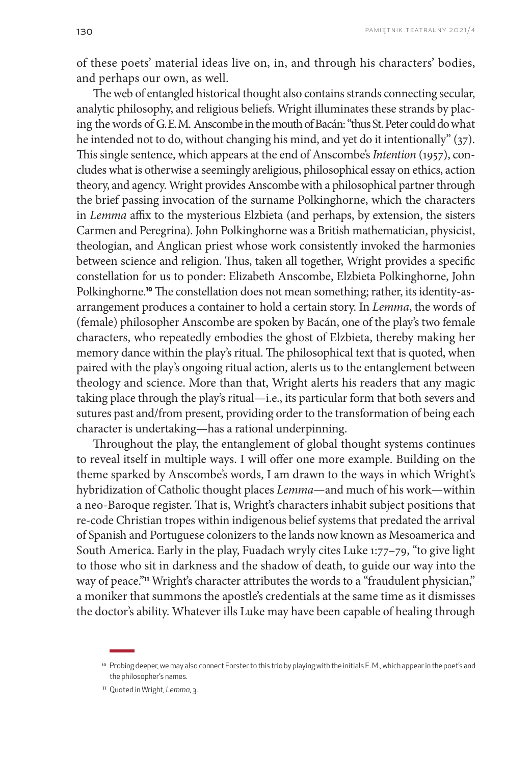of these poets' material ideas live on, in, and through his characters' bodies, and perhaps our own, as well.

The web of entangled historical thought also contains strands connecting secular, analytic philosophy, and religious beliefs. Wright illuminates these strands by placing the words of G. E. M. Anscombe in the mouth of Bacán: "thus St. Peter could do what he intended not to do, without changing his mind, and yet do it intentionally" (37). This single sentence, which appears at the end of Anscombe's *Intention* (1957), concludes what is otherwise a seemingly areligious, philosophical essay on ethics, action theory, and agency. Wright provides Anscombe with a philosophical partner through the brief passing invocation of the surname Polkinghorne, which the characters in *Lemma* affix to the mysterious Elzbieta (and perhaps, by extension, the sisters Carmen and Peregrina). John Polkinghorne was a British mathematician, physicist, theologian, and Anglican priest whose work consistently invoked the harmonies between science and religion. Thus, taken all together, Wright provides a specific constellation for us to ponder: Elizabeth Anscombe, Elzbieta Polkinghorne, John Polkinghorne.[10] The constellation does not mean something; rather, its identity-as-arrangement produces a container to hold a certain story. In *Lemma*, the words of (female) philosopher Anscombe are spoken by Bacán, one of the play's two female characters, who repeatedly embodies the ghost of Elzbieta, thereby making her memory dance within the play's ritual. The philosophical text that is quoted, when paired with the play's ongoing ritual action, alerts us to the entanglement between theology and science. More than that, Wright alerts his readers that any magic taking place through the play's ritual—i.e., its particular form that both severs and sutures past and/from present, providing order to the transformation of being each character is undertaking—has a rational underpinning.

Throughout the play, the entanglement of global thought systems continues to reveal itself in multiple ways. I will offer one more example. Building on the theme sparked by Anscombe's words, I am drawn to the ways in which Wright's hybridization of Catholic thought places *Lemma*—and much of his work—within a neo-Baroque register. That is, Wright's characters inhabit subject positions that re-code Christian tropes within indigenous belief systems that predated the arrival of Spanish and Portuguese colonizers to the lands now known as Mesoamerica and South America. Early in the play, Fuadach wryly cites Luke 1:77–79, "to give light to those who sit in darkness and the shadow of death, to guide our way into the way of peace."[11] Wright's character attributes the words to a "fraudulent physician," a moniker that summons the apostle's credentials at the same time as it dismisses the doctor's ability. Whatever ills Luke may have been capable of healing through

---

[10] Probing deeper, we may also connect Forster to this trio by playing with the initials E. M., which appear in the poet's and the philosopher's names.

[11] Quoted in Wright, *Lemma*, 3.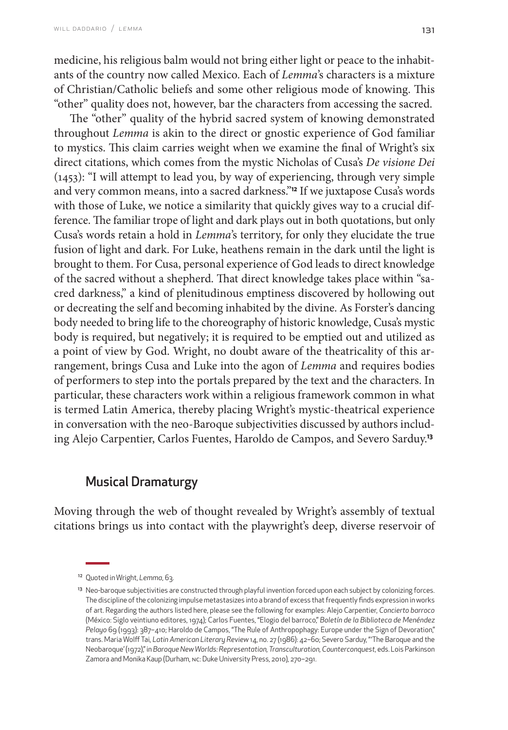medicine, his religious balm would not bring either light or peace to the inhabitants of the country now called Mexico. Each of *Lemma*'s characters is a mixture of Christian/Catholic beliefs and some other religious mode of knowing. This "other" quality does not, however, bar the characters from accessing the sacred.

The "other" quality of the hybrid sacred system of knowing demonstrated throughout *Lemma* is akin to the direct or gnostic experience of God familiar to mystics. This claim carries weight when we examine the final of Wright's six direct citations, which comes from the mystic Nicholas of Cusa's *De visione Dei* (1453): "I will attempt to lead you, by way of experiencing, through very simple and very common means, into a sacred darkness."[12] If we juxtapose Cusa's words with those of Luke, we notice a similarity that quickly gives way to a crucial difference. The familiar trope of light and dark plays out in both quotations, but only Cusa's words retain a hold in *Lemma*'s territory, for only they elucidate the true fusion of light and dark. For Luke, heathens remain in the dark until the light is brought to them. For Cusa, personal experience of God leads to direct knowledge of the sacred without a shepherd. That direct knowledge takes place within "sacred darkness," a kind of plenitudinous emptiness discovered by hollowing out or decreating the self and becoming inhabited by the divine. As Forster's dancing body needed to bring life to the choreography of historic knowledge, Cusa's mystic body is required, but negatively; it is required to be emptied out and utilized as a point of view by God. Wright, no doubt aware of the theatricality of this arrangement, brings Cusa and Luke into the agon of *Lemma* and requires bodies of performers to step into the portals prepared by the text and the characters. In particular, these characters work within a religious framework common in what is termed Latin America, thereby placing Wright's mystic-theatrical experience in conversation with the neo-Baroque subjectivities discussed by authors including Alejo Carpentier, Carlos Fuentes, Haroldo de Campos, and Severo Sarduy.[13]

## Musical Dramaturgy

Moving through the web of thought revealed by Wright's assembly of textual citations brings us into contact with the playwright's deep, diverse reservoir of

---

[12] Quoted in Wright, *Lemma*, 63.

[13] Neo-baroque subjectivities are constructed through playful invention forced upon each subject by colonizing forces. The discipline of the colonizing impulse metastasizes into a brand of excess that frequently finds expression in works of art. Regarding the authors listed here, please see the following for examples: Alejo Carpentier, *Concierto barroco* (México: Siglo veintiuno editores, 1974); Carlos Fuentes, "Elogio del barroco," *Boletín de la Biblioteca de Menéndez Pelayo* 69 (1993): 387–410; Haroldo de Campos, "The Rule of Anthropophagy: Europe under the Sign of Devoration," trans. Maria Wolff Tai, *Latin American Literary Review* 14, no. 27 (1986): 42–60; Severo Sarduy, "'The Baroque and the Neobaroque' (1972)," in *Baroque New Worlds: Representation, Transculturation, Counterconquest*, eds. Lois Parkinson Zamora and Monika Kaup (Durham, NC: Duke University Press, 2010), 270–291.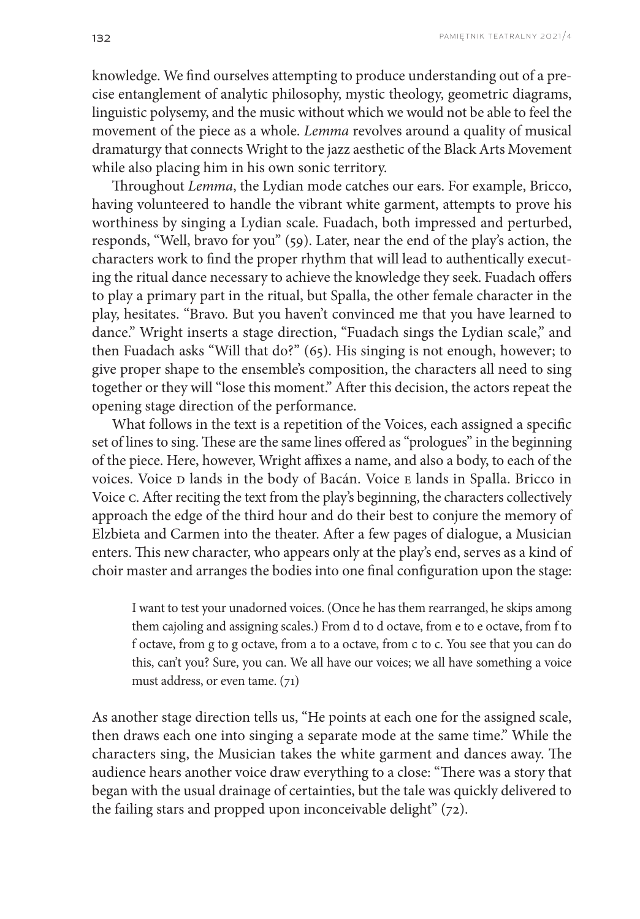knowledge. We find ourselves attempting to produce understanding out of a precise entanglement of analytic philosophy, mystic theology, geometric diagrams, linguistic polysemy, and the music without which we would not be able to feel the movement of the piece as a whole. *Lemma* revolves around a quality of musical dramaturgy that connects Wright to the jazz aesthetic of the Black Arts Movement while also placing him in his own sonic territory.

Throughout *Lemma*, the Lydian mode catches our ears. For example, Bricco, having volunteered to handle the vibrant white garment, attempts to prove his worthiness by singing a Lydian scale. Fuadach, both impressed and perturbed, responds, "Well, bravo for you" (59). Later, near the end of the play's action, the characters work to find the proper rhythm that will lead to authentically executing the ritual dance necessary to achieve the knowledge they seek. Fuadach offers to play a primary part in the ritual, but Spalla, the other female character in the play, hesitates. "Bravo. But you haven't convinced me that you have learned to dance." Wright inserts a stage direction, "Fuadach sings the Lydian scale," and then Fuadach asks "Will that do?" (65). His singing is not enough, however; to give proper shape to the ensemble's composition, the characters all need to sing together or they will "lose this moment." After this decision, the actors repeat the opening stage direction of the performance.

What follows in the text is a repetition of the Voices, each assigned a specific set of lines to sing. These are the same lines offered as "prologues" in the beginning of the piece. Here, however, Wright affixes a name, and also a body, to each of the voices. Voice D lands in the body of Bacán. Voice E lands in Spalla. Bricco in Voice C. After reciting the text from the play's beginning, the characters collectively approach the edge of the third hour and do their best to conjure the memory of Elzbieta and Carmen into the theater. After a few pages of dialogue, a Musician enters. This new character, who appears only at the play's end, serves as a kind of choir master and arranges the bodies into one final configuration upon the stage:

> I want to test your unadorned voices. (Once he has them rearranged, he skips among them cajoling and assigning scales.) From d to d octave, from e to e octave, from f to f octave, from g to g octave, from a to a octave, from c to c. You see that you can do this, can't you? Sure, you can. We all have our voices; we all have something a voice must address, or even tame. (71)

As another stage direction tells us, "He points at each one for the assigned scale, then draws each one into singing a separate mode at the same time." While the characters sing, the Musician takes the white garment and dances away. The audience hears another voice draw everything to a close: "There was a story that began with the usual drainage of certainties, but the tale was quickly delivered to the failing stars and propped upon inconceivable delight" (72).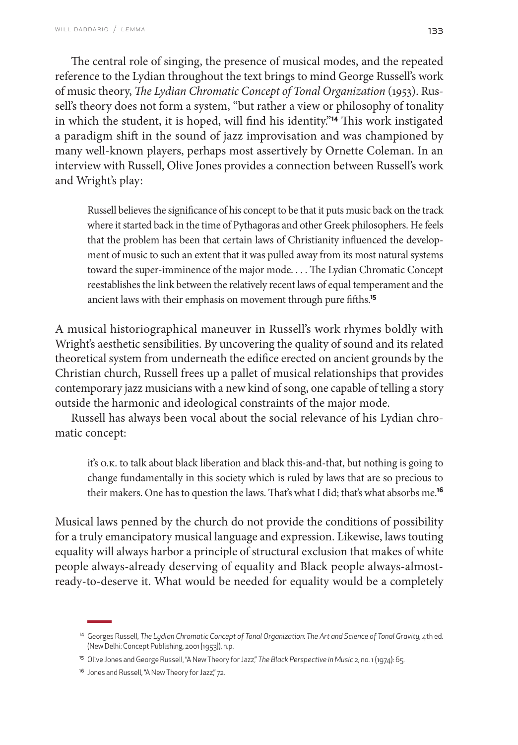The central role of singing, the presence of musical modes, and the repeated reference to the Lydian throughout the text brings to mind George Russell's work of music theory, *The Lydian Chromatic Concept of Tonal Organization* (1953). Russell's theory does not form a system, "but rather a view or philosophy of tonality in which the student, it is hoped, will find his identity."[14] This work instigated a paradigm shift in the sound of jazz improvisation and was championed by many well-known players, perhaps most assertively by Ornette Coleman. In an interview with Russell, Olive Jones provides a connection between Russell's work and Wright's play:

> Russell believes the significance of his concept to be that it puts music back on the track where it started back in the time of Pythagoras and other Greek philosophers. He feels that the problem has been that certain laws of Christianity influenced the development of music to such an extent that it was pulled away from its most natural systems toward the super-imminence of the major mode. . . . The Lydian Chromatic Concept reestablishes the link between the relatively recent laws of equal temperament and the ancient laws with their emphasis on movement through pure fifths.[15]

A musical historiographical maneuver in Russell's work rhymes boldly with Wright's aesthetic sensibilities. By uncovering the quality of sound and its related theoretical system from underneath the edifice erected on ancient grounds by the Christian church, Russell frees up a pallet of musical relationships that provides contemporary jazz musicians with a new kind of song, one capable of telling a story outside the harmonic and ideological constraints of the major mode.

Russell has always been vocal about the social relevance of his Lydian chromatic concept:

> it's o.k. to talk about black liberation and black this-and-that, but nothing is going to change fundamentally in this society which is ruled by laws that are so precious to their makers. One has to question the laws. That's what I did; that's what absorbs me.[16]

Musical laws penned by the church do not provide the conditions of possibility for a truly emancipatory musical language and expression. Likewise, laws touting equality will always harbor a principle of structural exclusion that makes of white people always-already deserving of equality and Black people always-almost-ready-to-deserve it. What would be needed for equality would be a completely

---

[14] Georges Russell, *The Lydian Chromatic Concept of Tonal Organization: The Art and Science of Tonal Gravity*, 4th ed. (New Delhi: Concept Publishing, 2001 [1953]), n.p.

[15] Olive Jones and George Russell, "A New Theory for Jazz," *The Black Perspective in Music* 2, no. 1 (1974): 65.

[16] Jones and Russell, "A New Theory for Jazz," 72.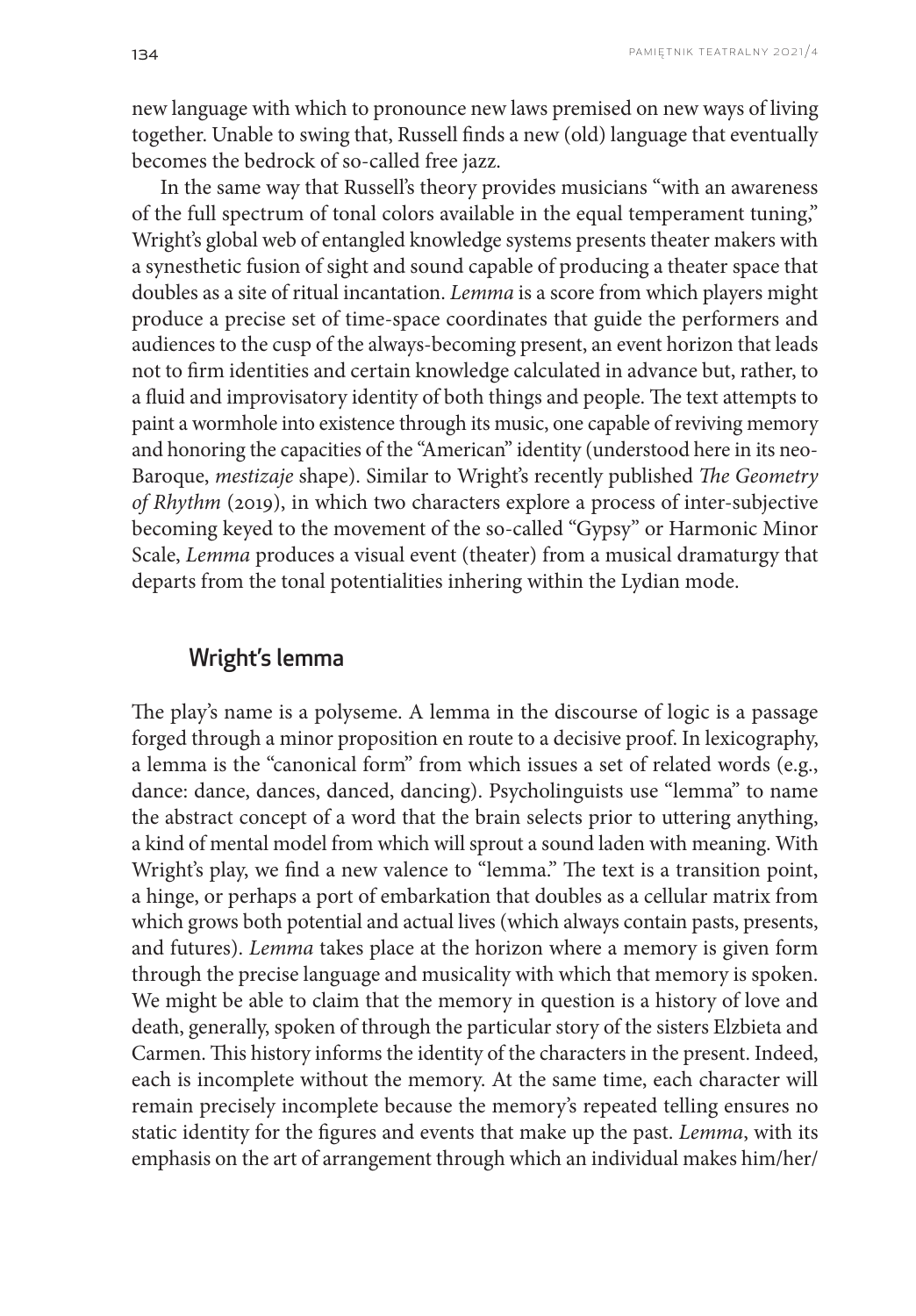new language with which to pronounce new laws premised on new ways of living together. Unable to swing that, Russell finds a new (old) language that eventually becomes the bedrock of so-called free jazz.

In the same way that Russell's theory provides musicians "with an awareness of the full spectrum of tonal colors available in the equal temperament tuning," Wright's global web of entangled knowledge systems presents theater makers with a synesthetic fusion of sight and sound capable of producing a theater space that doubles as a site of ritual incantation. *Lemma* is a score from which players might produce a precise set of time-space coordinates that guide the performers and audiences to the cusp of the always-becoming present, an event horizon that leads not to firm identities and certain knowledge calculated in advance but, rather, to a fluid and improvisatory identity of both things and people. The text attempts to paint a wormhole into existence through its music, one capable of reviving memory and honoring the capacities of the "American" identity (understood here in its neo-Baroque, *mestizaje* shape). Similar to Wright's recently published *The Geometry of Rhythm* (2019), in which two characters explore a process of inter-subjective becoming keyed to the movement of the so-called "Gypsy" or Harmonic Minor Scale, *Lemma* produces a visual event (theater) from a musical dramaturgy that departs from the tonal potentialities inhering within the Lydian mode.

## Wright's lemma

The play's name is a polyseme. A lemma in the discourse of logic is a passage forged through a minor proposition en route to a decisive proof. In lexicography, a lemma is the "canonical form" from which issues a set of related words (e.g., dance: dance, dances, danced, dancing). Psycholinguists use "lemma" to name the abstract concept of a word that the brain selects prior to uttering anything, a kind of mental model from which will sprout a sound laden with meaning. With Wright's play, we find a new valence to "lemma." The text is a transition point, a hinge, or perhaps a port of embarkation that doubles as a cellular matrix from which grows both potential and actual lives (which always contain pasts, presents, and futures). *Lemma* takes place at the horizon where a memory is given form through the precise language and musicality with which that memory is spoken. We might be able to claim that the memory in question is a history of love and death, generally, spoken of through the particular story of the sisters Elzbieta and Carmen. This history informs the identity of the characters in the present. Indeed, each is incomplete without the memory. At the same time, each character will remain precisely incomplete because the memory's repeated telling ensures no static identity for the figures and events that make up the past. *Lemma*, with its emphasis on the art of arrangement through which an individual makes him/her/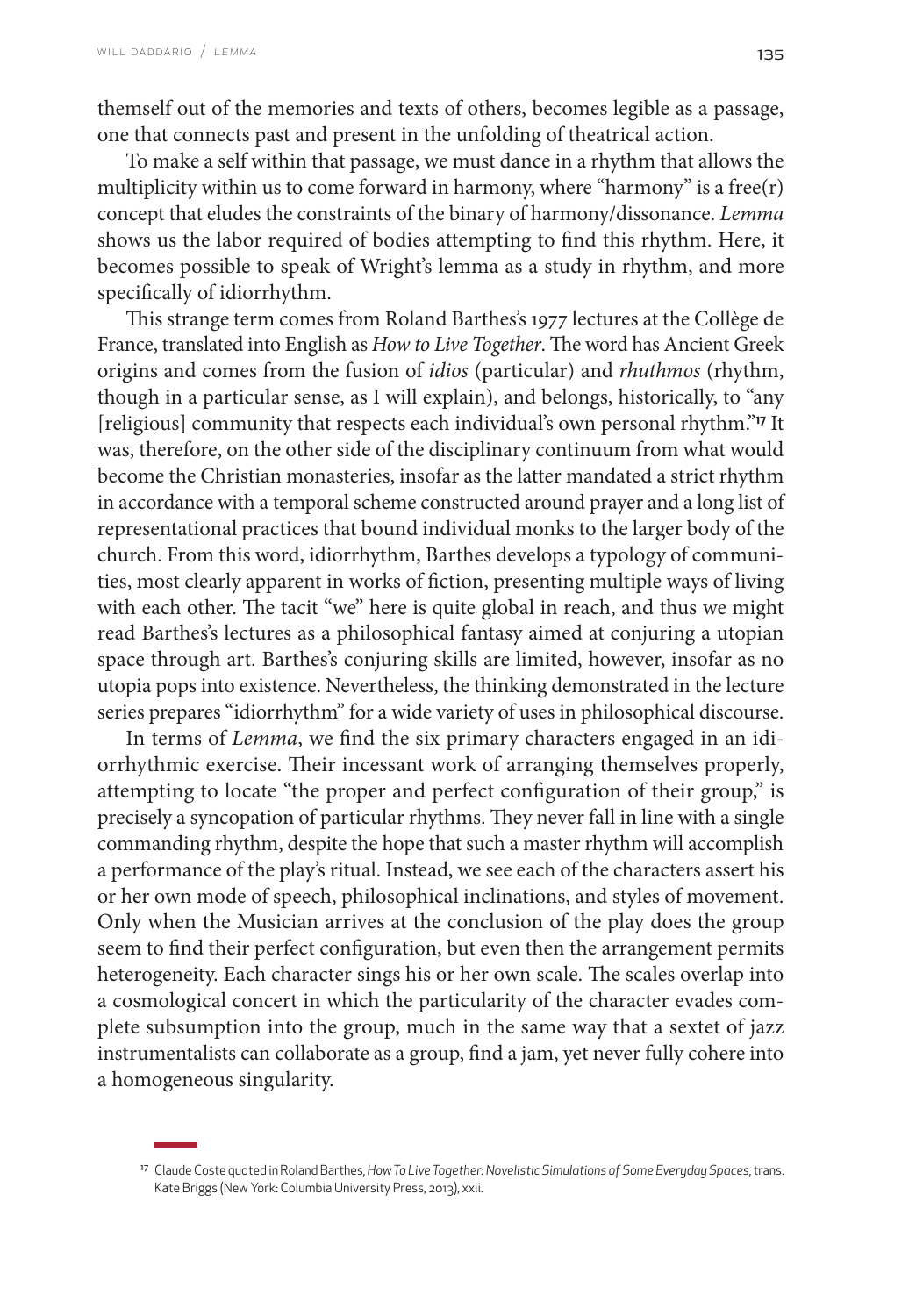themself out of the memories and texts of others, becomes legible as a passage, one that connects past and present in the unfolding of theatrical action.

To make a self within that passage, we must dance in a rhythm that allows the multiplicity within us to come forward in harmony, where "harmony" is a free(r) concept that eludes the constraints of the binary of harmony/dissonance. *Lemma* shows us the labor required of bodies attempting to find this rhythm. Here, it becomes possible to speak of Wright's lemma as a study in rhythm, and more specifically of idiorrhythm.

This strange term comes from Roland Barthes's 1977 lectures at the Collège de France, translated into English as *How to Live Together*. The word has Ancient Greek origins and comes from the fusion of *idios* (particular) and *rhuthmos* (rhythm, though in a particular sense, as I will explain), and belongs, historically, to "any [religious] community that respects each individual's own personal rhythm."[17] It was, therefore, on the other side of the disciplinary continuum from what would become the Christian monasteries, insofar as the latter mandated a strict rhythm in accordance with a temporal scheme constructed around prayer and a long list of representational practices that bound individual monks to the larger body of the church. From this word, idiorrhythm, Barthes develops a typology of communities, most clearly apparent in works of fiction, presenting multiple ways of living with each other. The tacit "we" here is quite global in reach, and thus we might read Barthes's lectures as a philosophical fantasy aimed at conjuring a utopian space through art. Barthes's conjuring skills are limited, however, insofar as no utopia pops into existence. Nevertheless, the thinking demonstrated in the lecture series prepares "idiorrhythm" for a wide variety of uses in philosophical discourse.

In terms of *Lemma*, we find the six primary characters engaged in an idiorrhythmic exercise. Their incessant work of arranging themselves properly, attempting to locate "the proper and perfect configuration of their group," is precisely a syncopation of particular rhythms. They never fall in line with a single commanding rhythm, despite the hope that such a master rhythm will accomplish a performance of the play's ritual. Instead, we see each of the characters assert his or her own mode of speech, philosophical inclinations, and styles of movement. Only when the Musician arrives at the conclusion of the play does the group seem to find their perfect configuration, but even then the arrangement permits heterogeneity. Each character sings his or her own scale. The scales overlap into a cosmological concert in which the particularity of the character evades complete subsumption into the group, much in the same way that a sextet of jazz instrumentalists can collaborate as a group, find a jam, yet never fully cohere into a homogeneous singularity.

---

[17] Claude Coste quoted in Roland Barthes, *How To Live Together: Novelistic Simulations of Some Everyday Spaces*, trans. Kate Briggs (New York: Columbia University Press, 2013), xxii.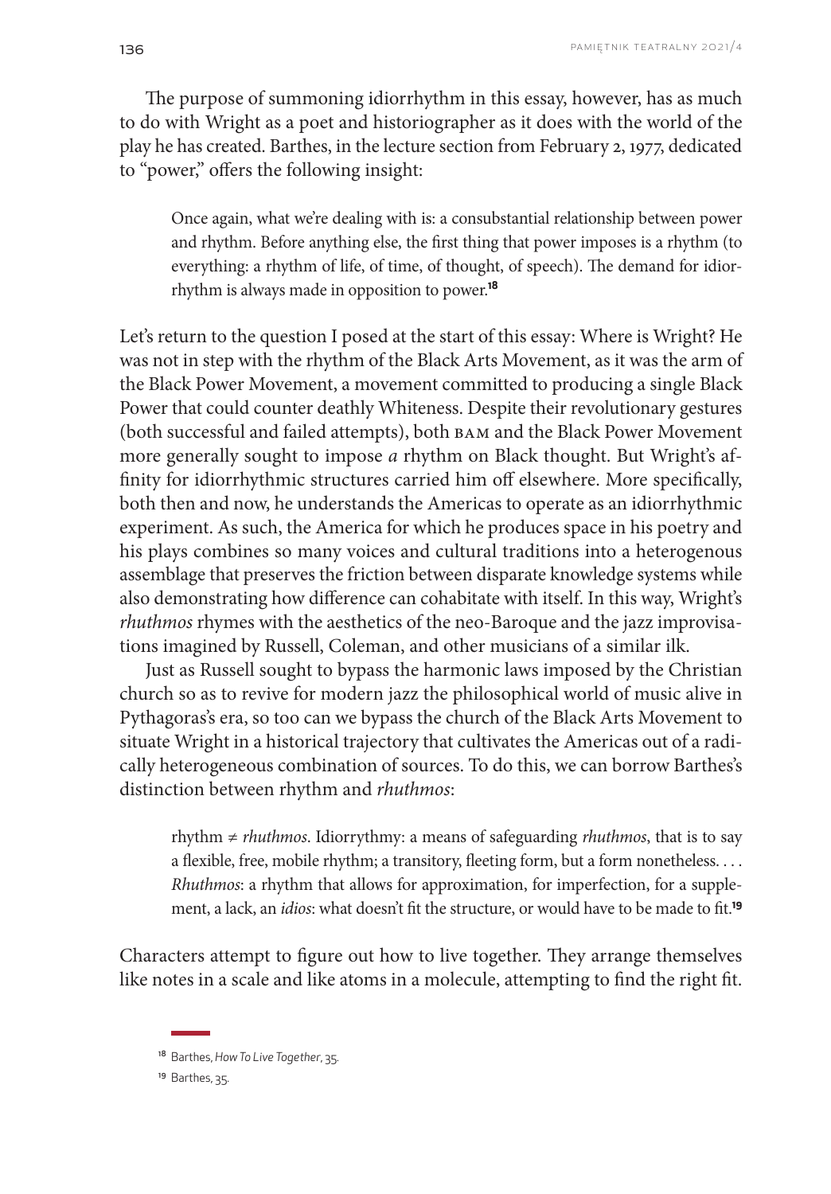The purpose of summoning idiorrhythm in this essay, however, has as much to do with Wright as a poet and historiographer as it does with the world of the play he has created. Barthes, in the lecture section from February 2, 1977, dedicated to "power," offers the following insight:

> Once again, what we're dealing with is: a consubstantial relationship between power and rhythm. Before anything else, the first thing that power imposes is a rhythm (to everything: a rhythm of life, of time, of thought, of speech). The demand for idiorrhythm is always made in opposition to power.[18]

Let's return to the question I posed at the start of this essay: Where is Wright? He was not in step with the rhythm of the Black Arts Movement, as it was the arm of the Black Power Movement, a movement committed to producing a single Black Power that could counter deathly Whiteness. Despite their revolutionary gestures (both successful and failed attempts), both BAM and the Black Power Movement more generally sought to impose *a* rhythm on Black thought. But Wright's affinity for idiorrhythmic structures carried him off elsewhere. More specifically, both then and now, he understands the Americas to operate as an idiorrhythmic experiment. As such, the America for which he produces space in his poetry and his plays combines so many voices and cultural traditions into a heterogenous assemblage that preserves the friction between disparate knowledge systems while also demonstrating how difference can cohabitate with itself. In this way, Wright's *rhuthmos* rhymes with the aesthetics of the neo-Baroque and the jazz improvisations imagined by Russell, Coleman, and other musicians of a similar ilk.

Just as Russell sought to bypass the harmonic laws imposed by the Christian church so as to revive for modern jazz the philosophical world of music alive in Pythagoras's era, so too can we bypass the church of the Black Arts Movement to situate Wright in a historical trajectory that cultivates the Americas out of a radically heterogeneous combination of sources. To do this, we can borrow Barthes's distinction between rhythm and *rhuthmos*:

> rhythm ≠ *rhuthmos*. Idiorrythmy: a means of safeguarding *rhuthmos*, that is to say a flexible, free, mobile rhythm; a transitory, fleeting form, but a form nonetheless. . . . *Rhuthmos*: a rhythm that allows for approximation, for imperfection, for a supplement, a lack, an *idios*: what doesn't fit the structure, or would have to be made to fit.[19]

Characters attempt to figure out how to live together. They arrange themselves like notes in a scale and like atoms in a molecule, attempting to find the right fit.

---

[18] Barthes, *How To Live Together*, 35.

[19] Barthes, 35.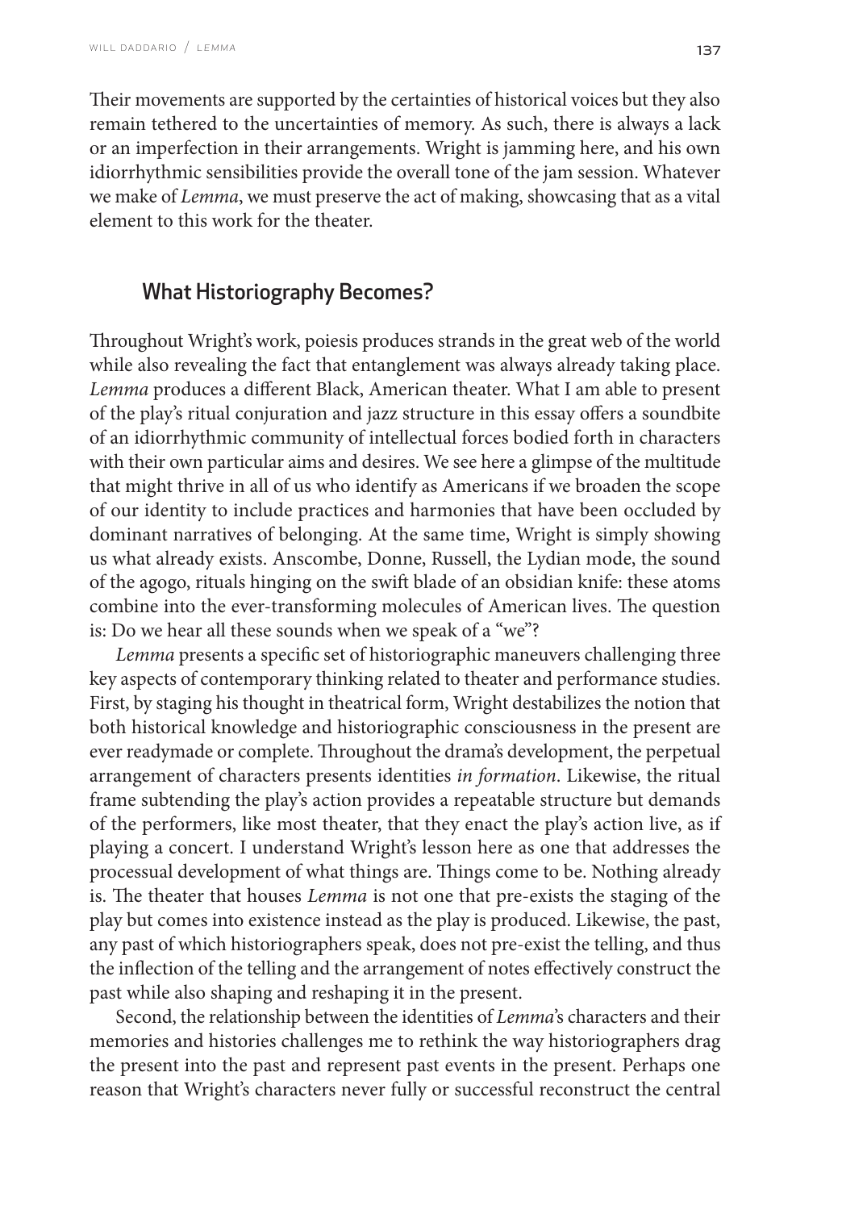Their movements are supported by the certainties of historical voices but they also remain tethered to the uncertainties of memory. As such, there is always a lack or an imperfection in their arrangements. Wright is jamming here, and his own idiorrhythmic sensibilities provide the overall tone of the jam session. Whatever we make of *Lemma*, we must preserve the act of making, showcasing that as a vital element to this work for the theater.

## What Historiography Becomes?

Throughout Wright's work, poiesis produces strands in the great web of the world while also revealing the fact that entanglement was always already taking place. *Lemma* produces a different Black, American theater. What I am able to present of the play's ritual conjuration and jazz structure in this essay offers a soundbite of an idiorrhythmic community of intellectual forces bodied forth in characters with their own particular aims and desires. We see here a glimpse of the multitude that might thrive in all of us who identify as Americans if we broaden the scope of our identity to include practices and harmonies that have been occluded by dominant narratives of belonging. At the same time, Wright is simply showing us what already exists. Anscombe, Donne, Russell, the Lydian mode, the sound of the agogo, rituals hinging on the swift blade of an obsidian knife: these atoms combine into the ever-transforming molecules of American lives. The question is: Do we hear all these sounds when we speak of a "we"?

*Lemma* presents a specific set of historiographic maneuvers challenging three key aspects of contemporary thinking related to theater and performance studies. First, by staging his thought in theatrical form, Wright destabilizes the notion that both historical knowledge and historiographic consciousness in the present are ever readymade or complete. Throughout the drama's development, the perpetual arrangement of characters presents identities *in formation*. Likewise, the ritual frame subtending the play's action provides a repeatable structure but demands of the performers, like most theater, that they enact the play's action live, as if playing a concert. I understand Wright's lesson here as one that addresses the processual development of what things are. Things come to be. Nothing already is. The theater that houses *Lemma* is not one that pre-exists the staging of the play but comes into existence instead as the play is produced. Likewise, the past, any past of which historiographers speak, does not pre-exist the telling, and thus the inflection of the telling and the arrangement of notes effectively construct the past while also shaping and reshaping it in the present.

Second, the relationship between the identities of *Lemma*'s characters and their memories and histories challenges me to rethink the way historiographers drag the present into the past and represent past events in the present. Perhaps one reason that Wright's characters never fully or successful reconstruct the central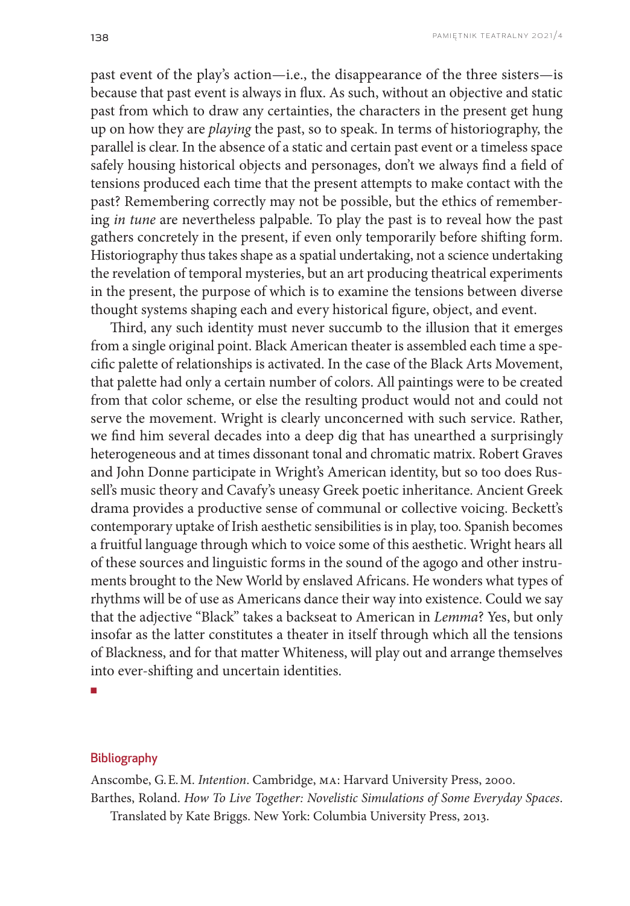past event of the play's action—i.e., the disappearance of the three sisters—is because that past event is always in flux. As such, without an objective and static past from which to draw any certainties, the characters in the present get hung up on how they are *playing* the past, so to speak. In terms of historiography, the parallel is clear. In the absence of a static and certain past event or a timeless space safely housing historical objects and personages, don't we always find a field of tensions produced each time that the present attempts to make contact with the past? Remembering correctly may not be possible, but the ethics of remembering *in tune* are nevertheless palpable. To play the past is to reveal how the past gathers concretely in the present, if even only temporarily before shifting form. Historiography thus takes shape as a spatial undertaking, not a science undertaking the revelation of temporal mysteries, but an art producing theatrical experiments in the present, the purpose of which is to examine the tensions between diverse thought systems shaping each and every historical figure, object, and event.

Third, any such identity must never succumb to the illusion that it emerges from a single original point. Black American theater is assembled each time a specific palette of relationships is activated. In the case of the Black Arts Movement, that palette had only a certain number of colors. All paintings were to be created from that color scheme, or else the resulting product would not and could not serve the movement. Wright is clearly unconcerned with such service. Rather, we find him several decades into a deep dig that has unearthed a surprisingly heterogeneous and at times dissonant tonal and chromatic matrix. Robert Graves and John Donne participate in Wright's American identity, but so too does Russell's music theory and Cavafy's uneasy Greek poetic inheritance. Ancient Greek drama provides a productive sense of communal or collective voicing. Beckett's contemporary uptake of Irish aesthetic sensibilities is in play, too. Spanish becomes a fruitful language through which to voice some of this aesthetic. Wright hears all of these sources and linguistic forms in the sound of the agogo and other instruments brought to the New World by enslaved Africans. He wonders what types of rhythms will be of use as Americans dance their way into existence. Could we say that the adjective "Black" takes a backseat to American in *Lemma*? Yes, but only insofar as the latter constitutes a theater in itself through which all the tensions of Blackness, and for that matter Whiteness, will play out and arrange themselves into ever-shifting and uncertain identities.

■

## Bibliography

Anscombe, G. E. M. *Intention*. Cambridge, MA: Harvard University Press, 2000.

Barthes, Roland. *How To Live Together: Novelistic Simulations of Some Everyday Spaces*. Translated by Kate Briggs. New York: Columbia University Press, 2013.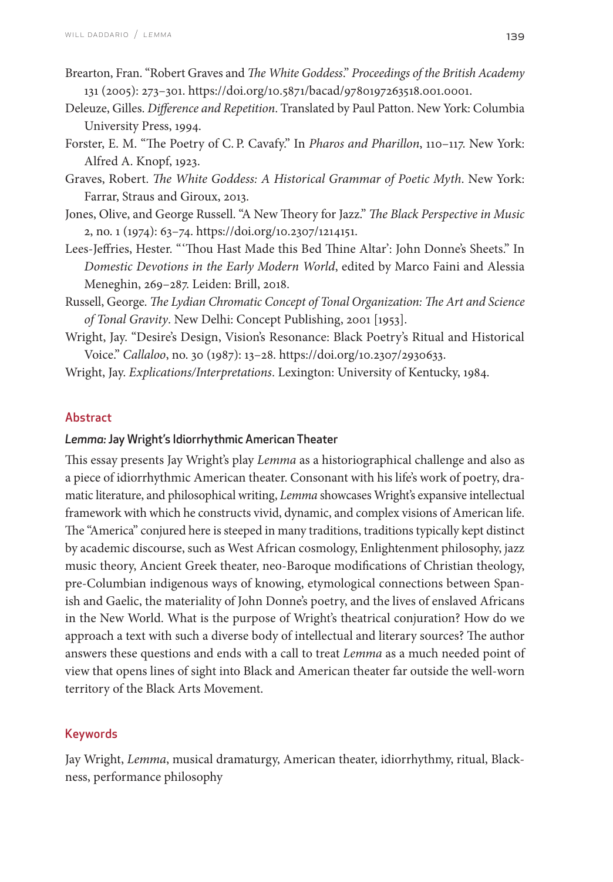Brearton, Fran. "Robert Graves and *The White Goddess*." *Proceedings of the British Academy* 131 (2005): 273–301. https://doi.org/10.5871/bacad/9780197263518.001.0001.

Deleuze, Gilles. *Difference and Repetition*. Translated by Paul Patton. New York: Columbia University Press, 1994.

Forster, E. M. "The Poetry of C. P. Cavafy." In *Pharos and Pharillon*, 110–117. New York: Alfred A. Knopf, 1923.

Graves, Robert. *The White Goddess: A Historical Grammar of Poetic Myth*. New York: Farrar, Straus and Giroux, 2013.

Jones, Olive, and George Russell. "A New Theory for Jazz." *The Black Perspective in Music* 2, no. 1 (1974): 63–74. https://doi.org/10.2307/1214151.

Lees-Jeffries, Hester. "'Thou Hast Made this Bed Thine Altar': John Donne's Sheets." In *Domestic Devotions in the Early Modern World*, edited by Marco Faini and Alessia Meneghin, 269–287. Leiden: Brill, 2018.

Russell, George. *The Lydian Chromatic Concept of Tonal Organization: The Art and Science of Tonal Gravity*. New Delhi: Concept Publishing, 2001 [1953].

Wright, Jay. "Desire's Design, Vision's Resonance: Black Poetry's Ritual and Historical Voice." *Callaloo*, no. 30 (1987): 13–28. https://doi.org/10.2307/2930633.

Wright, Jay. *Explications/Interpretations*. Lexington: University of Kentucky, 1984.

## Abstract

### *Lemma*: Jay Wright's Idiorrhythmic American Theater

This essay presents Jay Wright's play *Lemma* as a historiographical challenge and also as a piece of idiorrhythmic American theater. Consonant with his life's work of poetry, dramatic literature, and philosophical writing, *Lemma* showcases Wright's expansive intellectual framework with which he constructs vivid, dynamic, and complex visions of American life. The "America" conjured here is steeped in many traditions, traditions typically kept distinct by academic discourse, such as West African cosmology, Enlightenment philosophy, jazz music theory, Ancient Greek theater, neo-Baroque modifications of Christian theology, pre-Columbian indigenous ways of knowing, etymological connections between Spanish and Gaelic, the materiality of John Donne's poetry, and the lives of enslaved Africans in the New World. What is the purpose of Wright's theatrical conjuration? How do we approach a text with such a diverse body of intellectual and literary sources? The author answers these questions and ends with a call to treat *Lemma* as a much needed point of view that opens lines of sight into Black and American theater far outside the well-worn territory of the Black Arts Movement.

## Keywords

Jay Wright, *Lemma*, musical dramaturgy, American theater, idiorrhythmy, ritual, Blackness, performance philosophy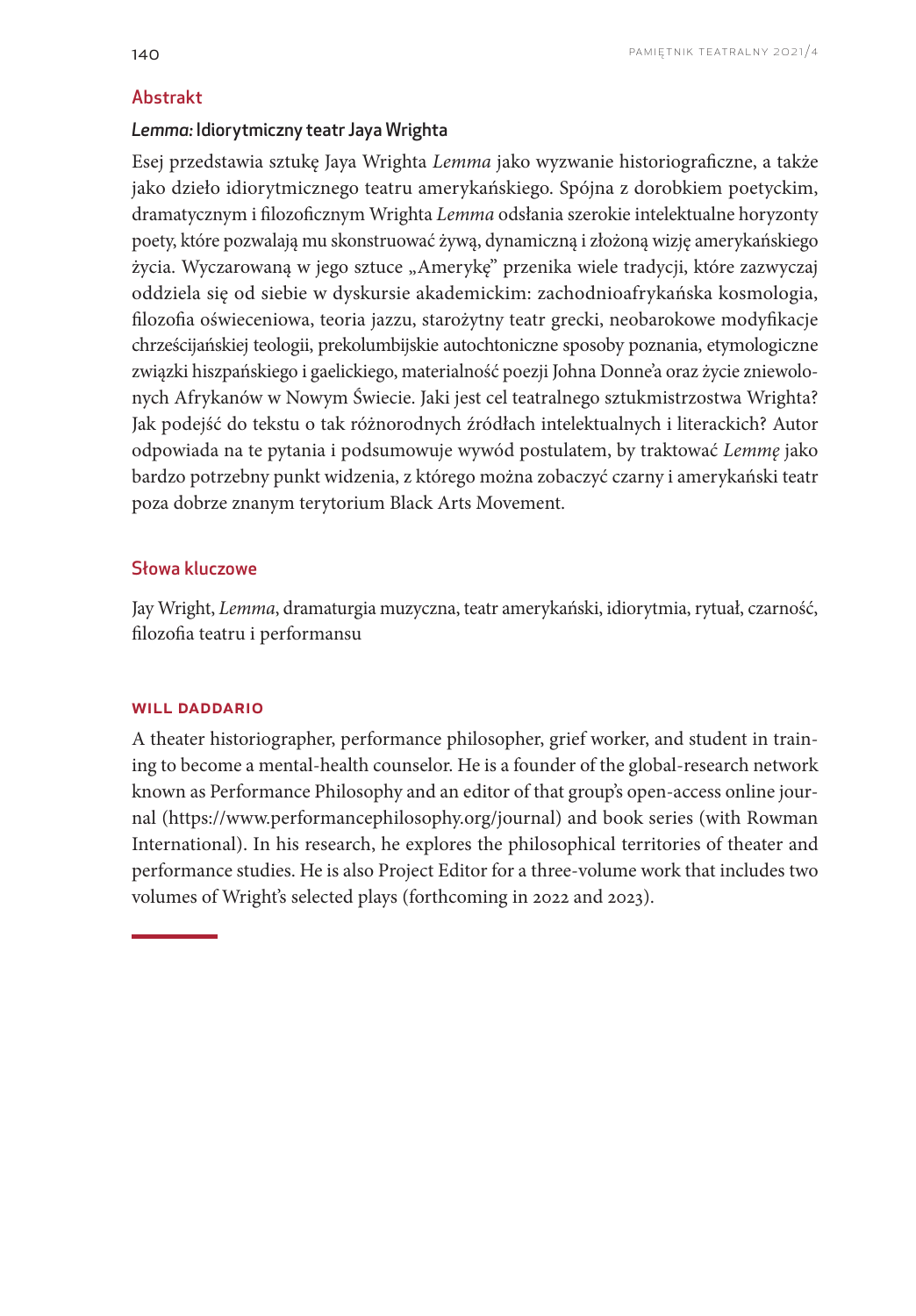## Abstrakt

### *Lemma:* Idiorytmiczny teatr Jaya Wrighta

Esej przedstawia sztukę Jaya Wrighta *Lemma* jako wyzwanie historiograficzne, a także jako dzieło idiorytmicznego teatru amerykańskiego. Spójna z dorobkiem poetyckim, dramatycznym i filozoficznym Wrighta *Lemma* odsłania szerokie intelektualne horyzonty poety, które pozwalają mu skonstruować żywą, dynamiczną i złożoną wizję amerykańskiego życia. Wyczarowaną w jego sztuce „Amerykę" przenika wiele tradycji, które zazwyczaj oddziela się od siebie w dyskursie akademickim: zachodnioafrykańska kosmologia, filozofia oświeceniowa, teoria jazzu, starożytny teatr grecki, neobarokowe modyfikacje chrześcijańskiej teologii, prekolumbijskie autochtoniczne sposoby poznania, etymologiczne związki hiszpańskiego i gaelickiego, materialność poezji Johna Donne'a oraz życie zniewolonych Afrykanów w Nowym Świecie. Jaki jest cel teatralnego sztukmistrzostwa Wrighta? Jak podejść do tekstu o tak różnorodnych źródłach intelektualnych i literackich? Autor odpowiada na te pytania i podsumowuje wywód postulatem, by traktować *Lemmę* jako bardzo potrzebny punkt widzenia, z którego można zobaczyć czarny i amerykański teatr poza dobrze znanym terytorium Black Arts Movement.

## Słowa kluczowe

Jay Wright, *Lemma*, dramaturgia muzyczna, teatr amerykański, idiorytmia, rytuał, czarność, filozofia teatru i performansu

#### WILL DADDARIO

A theater historiographer, performance philosopher, grief worker, and student in training to become a mental-health counselor. He is a founder of the global-research network known as Performance Philosophy and an editor of that group's open-access online journal (https://www.performancephilosophy.org/journal) and book series (with Rowman International). In his research, he explores the philosophical territories of theater and performance studies. He is also Project Editor for a three-volume work that includes two volumes of Wright's selected plays (forthcoming in 2022 and 2023).